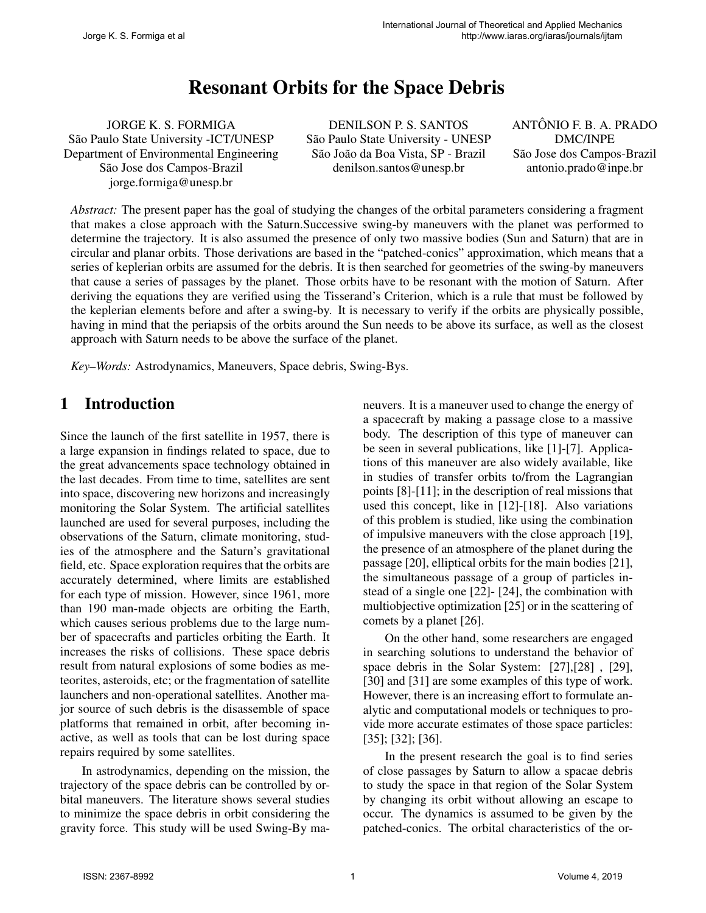# Resonant Orbits for the Space Debris

JORGE K. S. FORMIGA
São Paulo State University -ICT/UNESP
Department of Environmental Engineering
São Jose dos Campos-Brazil
jorge.formiga@unesp.br

DENILSON P. S. SANTOS
São Paulo State University - UNESP
São João da Boa Vista, SP - Brazil
denilson.santos@unesp.br

ANTÔNIO F. B. A. PRADO
DMC/INPE
São Jose dos Campos-Brazil
antonio.prado@inpe.br

*Abstract:* The present paper has the goal of studying the changes of the orbital parameters considering a fragment that makes a close approach with the Saturn.Successive swing-by maneuvers with the planet was performed to determine the trajectory. It is also assumed the presence of only two massive bodies (Sun and Saturn) that are in circular and planar orbits. Those derivations are based in the "patched-conics" approximation, which means that a series of keplerian orbits are assumed for the debris. It is then searched for geometries of the swing-by maneuvers that cause a series of passages by the planet. Those orbits have to be resonant with the motion of Saturn. After deriving the equations they are verified using the Tisserand's Criterion, which is a rule that must be followed by the keplerian elements before and after a swing-by. It is necessary to verify if the orbits are physically possible, having in mind that the periapsis of the orbits around the Sun needs to be above its surface, as well as the closest approach with Saturn needs to be above the surface of the planet.

*Key–Words:* Astrodynamics, Maneuvers, Space debris, Swing-Bys.

## 1 Introduction

Since the launch of the first satellite in 1957, there is a large expansion in findings related to space, due to the great advancements space technology obtained in the last decades. From time to time, satellites are sent into space, discovering new horizons and increasingly monitoring the Solar System. The artificial satellites launched are used for several purposes, including the observations of the Saturn, climate monitoring, studies of the atmosphere and the Saturn's gravitational field, etc. Space exploration requires that the orbits are accurately determined, where limits are established for each type of mission. However, since 1961, more than 190 man-made objects are orbiting the Earth, which causes serious problems due to the large number of spacecrafts and particles orbiting the Earth. It increases the risks of collisions. These space debris result from natural explosions of some bodies as meteorites, asteroids, etc; or the fragmentation of satellite launchers and non-operational satellites. Another major source of such debris is the disassemble of space platforms that remained in orbit, after becoming inactive, as well as tools that can be lost during space repairs required by some satellites.

In astrodynamics, depending on the mission, the trajectory of the space debris can be controlled by orbital maneuvers. The literature shows several studies to minimize the space debris in orbit considering the gravity force. This study will be used Swing-By maneuvers. It is a maneuver used to change the energy of a spacecraft by making a passage close to a massive body. The description of this type of maneuver can be seen in several publications, like [1]-[7]. Applications of this maneuver are also widely available, like in studies of transfer orbits to/from the Lagrangian points [8]-[11]; in the description of real missions that used this concept, like in [12]-[18]. Also variations of this problem is studied, like using the combination of impulsive maneuvers with the close approach [19], the presence of an atmosphere of the planet during the passage [20], elliptical orbits for the main bodies [21], the simultaneous passage of a group of particles instead of a single one [22]- [24], the combination with multiobjective optimization [25] or in the scattering of comets by a planet [26].

On the other hand, some researchers are engaged in searching solutions to understand the behavior of space debris in the Solar System: [27],[28] , [29], [30] and [31] are some examples of this type of work. However, there is an increasing effort to formulate analytic and computational models or techniques to provide more accurate estimates of those space particles: [35]; [32]; [36].

In the present research the goal is to find series of close passages by Saturn to allow a spacae debris to study the space in that region of the Solar System by changing its orbit without allowing an escape to occur. The dynamics is assumed to be given by the patched-conics. The orbital characteristics of the or-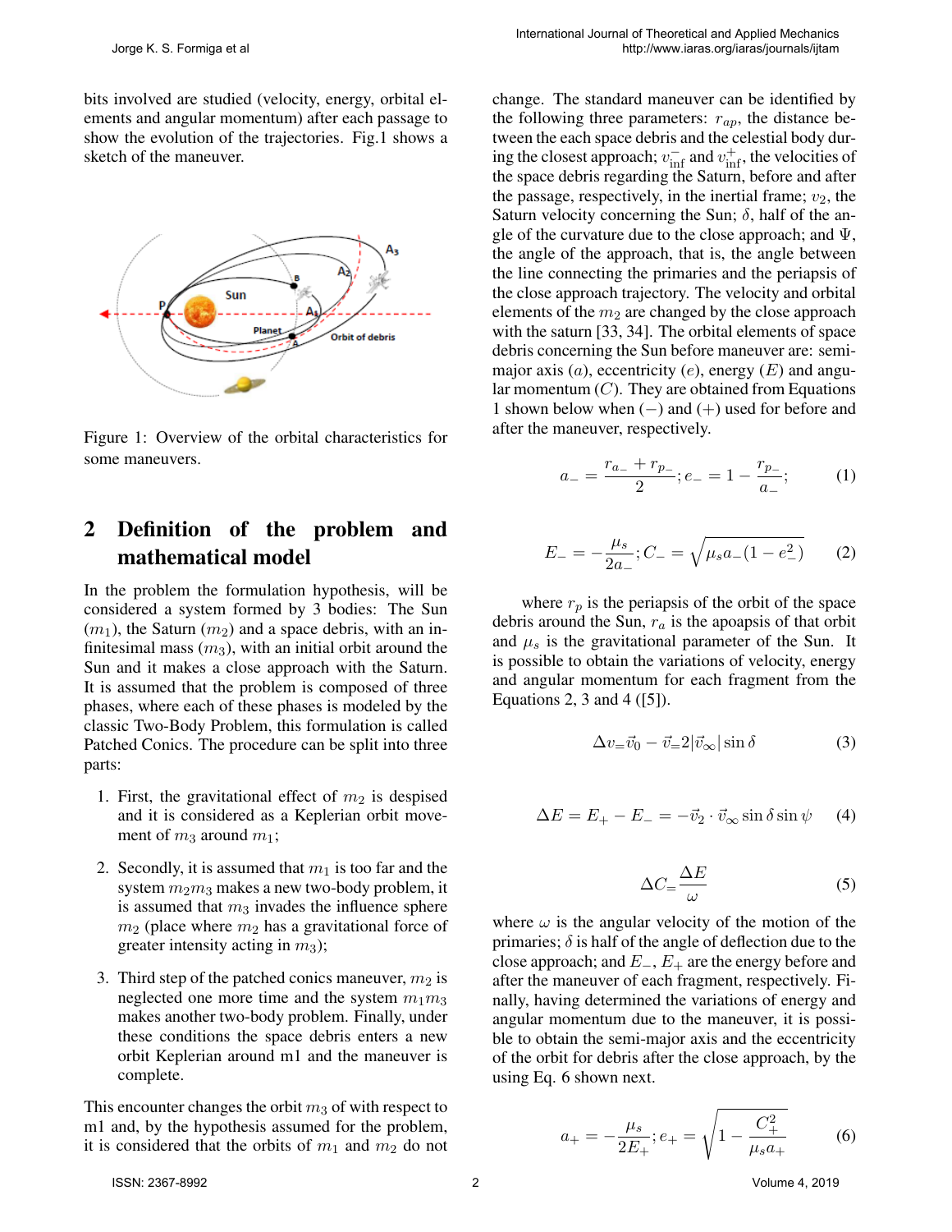bits involved are studied (velocity, energy, orbital elements and angular momentum) after each passage to show the evolution of the trajectories. Fig.1 shows a sketch of the maneuver.

Figure 1: Overview of the orbital characteristics for some maneuvers.

## 2 Definition of the problem and mathematical model

In the problem the formulation hypothesis, will be considered a system formed by 3 bodies: The Sun ($m_1$), the Saturn ($m_2$) and a space debris, with an infinitesimal mass ($m_3$), with an initial orbit around the Sun and it makes a close approach with the Saturn. It is assumed that the problem is composed of three phases, where each of these phases is modeled by the classic Two-Body Problem, this formulation is called Patched Conics. The procedure can be split into three parts:

1. First, the gravitational effect of $m_2$ is despised and it is considered as a Keplerian orbit movement of $m_3$ around $m_1$;
2. Secondly, it is assumed that $m_1$ is too far and the system $m_2 m_3$ makes a new two-body problem, it is assumed that $m_3$ invades the influence sphere $m_2$ (place where $m_2$ has a gravitational force of greater intensity acting in $m_3$);
3. Third step of the patched conics maneuver, $m_2$ is neglected one more time and the system $m_1 m_3$ makes another two-body problem. Finally, under these conditions the space debris enters a new orbit Keplerian around m1 and the maneuver is complete.

This encounter changes the orbit $m_3$ of with respect to m1 and, by the hypothesis assumed for the problem, it is considered that the orbits of $m_1$ and $m_2$ do not change. The standard maneuver can be identified by the following three parameters: $r_{ap}$, the distance between the each space debris and the celestial body during the closest approach; $v_{\text{inf}}^{-}$ and $v_{\text{inf}}^{+}$, the velocities of the space debris regarding the Saturn, before and after the passage, respectively, in the inertial frame; $v_2$, the Saturn velocity concerning the Sun; $\delta$, half of the angle of the curvature due to the close approach; and $\Psi$, the angle of the approach, that is, the angle between the line connecting the primaries and the periapsis of the close approach trajectory. The velocity and orbital elements of the $m_2$ are changed by the close approach with the saturn [33, 34]. The orbital elements of space debris concerning the Sun before maneuver are: semi-major axis ($a$), eccentricity ($e$), energy ($E$) and angular momentum ($C$). They are obtained from Equations 1 shown below when ($-$) and ($+$) used for before and after the maneuver, respectively.

$$a_{-} = \frac{r_{a_{-}} + r_{p_{-}}}{2}; e_{-} = 1 - \frac{r_{p_{-}}}{a_{-}}; \tag{1}$$

$$E_{-} = -\frac{\mu_s}{2a_{-}}; C_{-} = \sqrt{\mu_s a_{-}(1 - e_{-}^2)} \tag{2}$$

where $r_p$ is the periapsis of the orbit of the space debris around the Sun, $r_a$ is the apoapsis of that orbit and $\mu_s$ is the gravitational parameter of the Sun. It is possible to obtain the variations of velocity, energy and angular momentum for each fragment from the Equations 2, 3 and 4 ([5]).

$$\Delta v_{=} \vec{v}_0 - \vec{v}_{=} 2|\vec{v}_{\infty}| \sin\delta \tag{3}$$

$$\Delta E = E_{+} - E_{-} = -\vec{v}_2 \cdot \vec{v}_{\infty} \sin\delta \sin\psi \tag{4}$$

$$\Delta C_{=} \frac{\Delta E}{\omega} \tag{5}$$

where $\omega$ is the angular velocity of the motion of the primaries; $\delta$ is half of the angle of deflection due to the close approach; and $E_{-}$, $E_{+}$ are the energy before and after the maneuver of each fragment, respectively. Finally, having determined the variations of energy and angular momentum due to the maneuver, it is possible to obtain the semi-major axis and the eccentricity of the orbit for debris after the close approach, by the using Eq. 6 shown next.

$$a_{+} = -\frac{\mu_s}{2E_{+}}; e_{+} = \sqrt{1 - \frac{C_{+}^2}{\mu_s a_{+}}} \tag{6}$$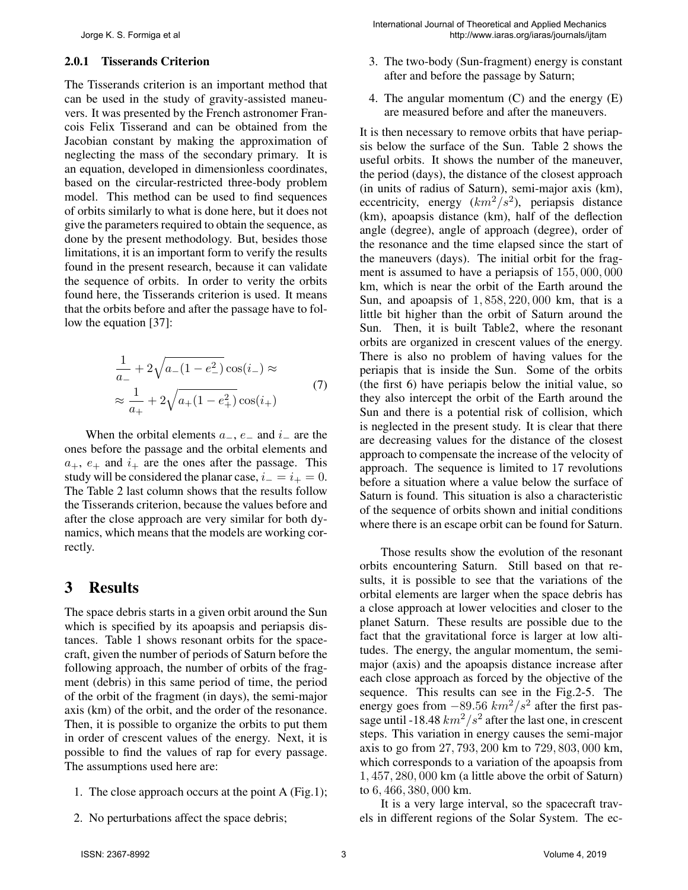#### 2.0.1 Tisserands Criterion

The Tisserands criterion is an important method that can be used in the study of gravity-assisted maneuvers. It was presented by the French astronomer Francois Felix Tisserand and can be obtained from the Jacobian constant by making the approximation of neglecting the mass of the secondary primary. It is an equation, developed in dimensionless coordinates, based on the circular-restricted three-body problem model. This method can be used to find sequences of orbits similarly to what is done here, but it does not give the parameters required to obtain the sequence, as done by the present methodology. But, besides those limitations, it is an important form to verify the results found in the present research, because it can validate the sequence of orbits. In order to verity the orbits found here, the Tisserands criterion is used. It means that the orbits before and after the passage have to follow the equation [37]:

$$
\begin{aligned}
&\frac{1}{a_-} + 2\sqrt{a_-(1-e_-^2)}\cos(i_-) \approx \\
&\approx \frac{1}{a_+} + 2\sqrt{a_+(1-e_+^2)}\cos(i_+)
\end{aligned}
\tag{7}
$$

When the orbital elements $a_-$, $e_-$ and $i_-$ are the ones before the passage and the orbital elements and $a_+$, $e_+$ and $i_+$ are the ones after the passage. This study will be considered the planar case, $i_- = i_+ = 0$. The Table 2 last column shows that the results follow the Tisserands criterion, because the values before and after the close approach are very similar for both dynamics, which means that the models are working correctly.

## 3 Results

The space debris starts in a given orbit around the Sun which is specified by its apoapsis and periapsis distances. Table 1 shows resonant orbits for the spacecraft, given the number of periods of Saturn before the following approach, the number of orbits of the fragment (debris) in this same period of time, the period of the orbit of the fragment (in days), the semi-major axis (km) of the orbit, and the order of the resonance. Then, it is possible to organize the orbits to put them in order of crescent values of the energy. Next, it is possible to find the values of rap for every passage. The assumptions used here are:

1. The close approach occurs at the point A (Fig.1);
2. No perturbations affect the space debris;
3. The two-body (Sun-fragment) energy is constant after and before the passage by Saturn;
4. The angular momentum (C) and the energy (E) are measured before and after the maneuvers.

It is then necessary to remove orbits that have periapsis below the surface of the Sun. Table 2 shows the useful orbits. It shows the number of the maneuver, the period (days), the distance of the closest approach (in units of radius of Saturn), semi-major axis (km), eccentricity, energy ($km^2/s^2$), periapsis distance (km), apoapsis distance (km), half of the deflection angle (degree), angle of approach (degree), order of the resonance and the time elapsed since the start of the maneuvers (days). The initial orbit for the fragment is assumed to have a periapsis of $155,000,000$ km, which is near the orbit of the Earth around the Sun, and apoapsis of $1,858,220,000$ km, that is a little bit higher than the orbit of Saturn around the Sun. Then, it is built Table2, where the resonant orbits are organized in crescent values of the energy. There is also no problem of having values for the periapsis that is inside the Sun. Some of the orbits (the first 6) have periapis below the initial value, so they also intercept the orbit of the Earth around the Sun and there is a potential risk of collision, which is neglected in the present study. It is clear that there are decreasing values for the distance of the closest approach to compensate the increase of the velocity of approach. The sequence is limited to 17 revolutions before a situation where a value below the surface of Saturn is found. This situation is also a characteristic of the sequence of orbits shown and initial conditions where there is an escape orbit can be found for Saturn.

Those results show the evolution of the resonant orbits encountering Saturn. Still based on that results, it is possible to see that the variations of the orbital elements are larger when the space debris has a close approach at lower velocities and closer to the planet Saturn. These results are possible due to the fact that the gravitational force is larger at low altitudes. The energy, the angular momentum, the semi-major (axis) and the apoapsis distance increase after each close approach as forced by the objective of the sequence. This results can see in the Fig.2-5. The energy goes from $-89.56$ $km^2/s^2$ after the first passage until -18.48 $km^2/s^2$ after the last one, in crescent steps. This variation in energy causes the semi-major axis to go from $27,793,200$ km to $729,803,000$ km, which corresponds to a variation of the apoapsis from $1,457,280,000$ km (a little above the orbit of Saturn) to $6,466,380,000$ km.

It is a very large interval, so the spacecraft travels in different regions of the Solar System. The ec-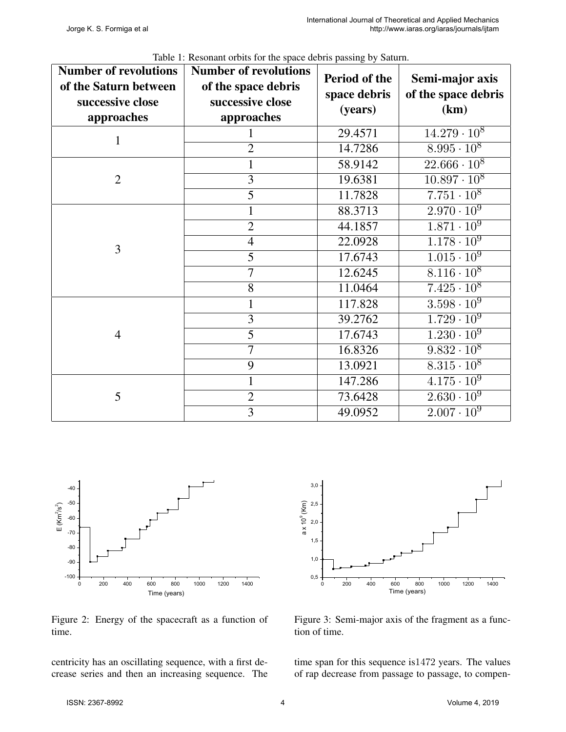Table 1: Resonant orbits for the space debris passing by Saturn.

| Number of revolutions of the Saturn between successive close approaches | Number of revolutions of the space debris successive close approaches | Period of the space debris (years) | Semi-major axis of the space debris (km) |
|---|---|---|---|
| 1 | 1 | 29.4571 | $14.279 \cdot 10^8$ |
| | 2 | 14.7286 | $8.995 \cdot 10^8$ |
| 2 | 1 | 58.9142 | $22.666 \cdot 10^8$ |
| | 3 | 19.6381 | $10.897 \cdot 10^8$ |
| | 5 | 11.7828 | $7.751 \cdot 10^8$ |
| 3 | 1 | 88.3713 | $2.970 \cdot 10^9$ |
| | 2 | 44.1857 | $1.871 \cdot 10^9$ |
| | 4 | 22.0928 | $1.178 \cdot 10^9$ |
| | 5 | 17.6743 | $1.015 \cdot 10^9$ |
| | 7 | 12.6245 | $8.116 \cdot 10^8$ |
| | 8 | 11.0464 | $7.425 \cdot 10^8$ |
| 4 | 1 | 117.828 | $3.598 \cdot 10^9$ |
| | 3 | 39.2762 | $1.729 \cdot 10^9$ |
| | 5 | 17.6743 | $1.230 \cdot 10^9$ |
| | 7 | 16.8326 | $9.832 \cdot 10^8$ |
| | 9 | 13.0921 | $8.315 \cdot 10^8$ |
| 5 | 1 | 147.286 | $4.175 \cdot 10^9$ |
| | 2 | 73.6428 | $2.630 \cdot 10^9$ |
| | 3 | 49.0952 | $2.007 \cdot 10^9$ |

Figure 2: Energy of the spacecraft as a function of time.

Figure 3: Semi-major axis of the fragment as a function of time.

centricity has an oscillating sequence, with a first decrease series and then an increasing sequence. The time span for this sequence is1472 years. The values of rap decrease from passage to passage, to compen-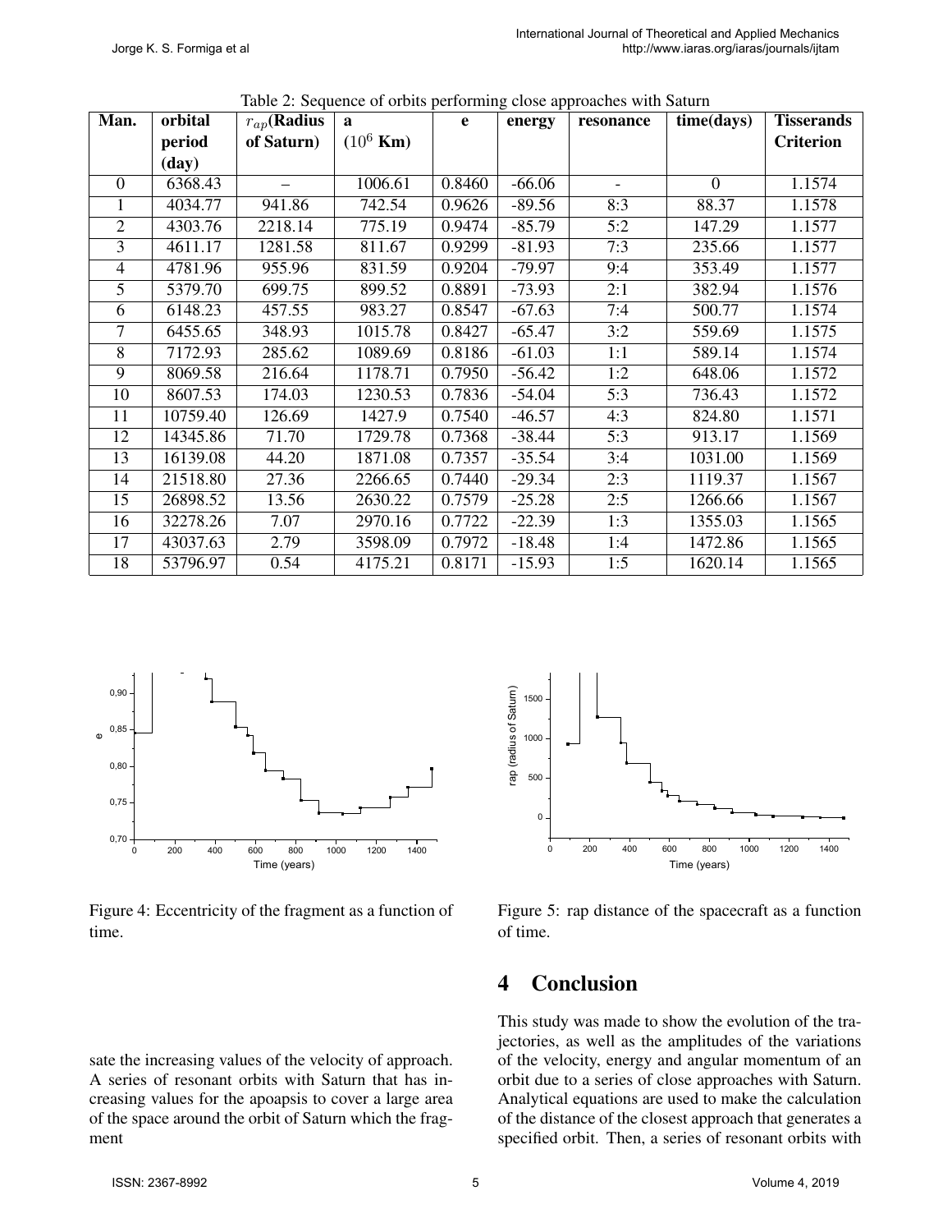Table 2: Sequence of orbits performing close approaches with Saturn

| Man. | orbital period (day) | $r_{ap}$(Radius of Saturn) | a ($10^6$ Km) | e | energy | resonance | time(days) | Tisserands Criterion |
|---|---|---|---|---|---|---|---|---|
| 0 | 6368.43 | – | 1006.61 | 0.8460 | -66.06 | - | 0 | 1.1574 |
| 1 | 4034.77 | 941.86 | 742.54 | 0.9626 | -89.56 | 8:3 | 88.37 | 1.1578 |
| 2 | 4303.76 | 2218.14 | 775.19 | 0.9474 | -85.79 | 5:2 | 147.29 | 1.1577 |
| 3 | 4611.17 | 1281.58 | 811.67 | 0.9299 | -81.93 | 7:3 | 235.66 | 1.1577 |
| 4 | 4781.96 | 955.96 | 831.59 | 0.9204 | -79.97 | 9:4 | 353.49 | 1.1577 |
| 5 | 5379.70 | 699.75 | 899.52 | 0.8891 | -73.93 | 2:1 | 382.94 | 1.1576 |
| 6 | 6148.23 | 457.55 | 983.27 | 0.8547 | -67.63 | 7:4 | 500.77 | 1.1574 |
| 7 | 6455.65 | 348.93 | 1015.78 | 0.8427 | -65.47 | 3:2 | 559.69 | 1.1575 |
| 8 | 7172.93 | 285.62 | 1089.69 | 0.8186 | -61.03 | 1:1 | 589.14 | 1.1574 |
| 9 | 8069.58 | 216.64 | 1178.71 | 0.7950 | -56.42 | 1:2 | 648.06 | 1.1572 |
| 10 | 8607.53 | 174.03 | 1230.53 | 0.7836 | -54.04 | 5:3 | 736.43 | 1.1572 |
| 11 | 10759.40 | 126.69 | 1427.9 | 0.7540 | -46.57 | 4:3 | 824.80 | 1.1571 |
| 12 | 14345.86 | 71.70 | 1729.78 | 0.7368 | -38.44 | 5:3 | 913.17 | 1.1569 |
| 13 | 16139.08 | 44.20 | 1871.08 | 0.7357 | -35.54 | 3:4 | 1031.00 | 1.1569 |
| 14 | 21518.80 | 27.36 | 2266.65 | 0.7440 | -29.34 | 2:3 | 1119.37 | 1.1567 |
| 15 | 26898.52 | 13.56 | 2630.22 | 0.7579 | -25.28 | 2:5 | 1266.66 | 1.1567 |
| 16 | 32278.26 | 7.07 | 2970.16 | 0.7722 | -22.39 | 1:3 | 1355.03 | 1.1565 |
| 17 | 43037.63 | 2.79 | 3598.09 | 0.7972 | -18.48 | 1:4 | 1472.86 | 1.1565 |
| 18 | 53796.97 | 0.54 | 4175.21 | 0.8171 | -15.93 | 1:5 | 1620.14 | 1.1565 |

Figure 4: Eccentricity of the fragment as a function of time.

Figure 5: rap distance of the spacecraft as a function of time.

sate the increasing values of the velocity of approach. A series of resonant orbits with Saturn that has increasing values for the apoapsis to cover a large area of the space around the orbit of Saturn which the fragment

## 4 Conclusion

This study was made to show the evolution of the trajectories, as well as the amplitudes of the variations of the velocity, energy and angular momentum of an orbit due to a series of close approaches with Saturn. Analytical equations are used to make the calculation of the distance of the closest approach that generates a specified orbit. Then, a series of resonant orbits with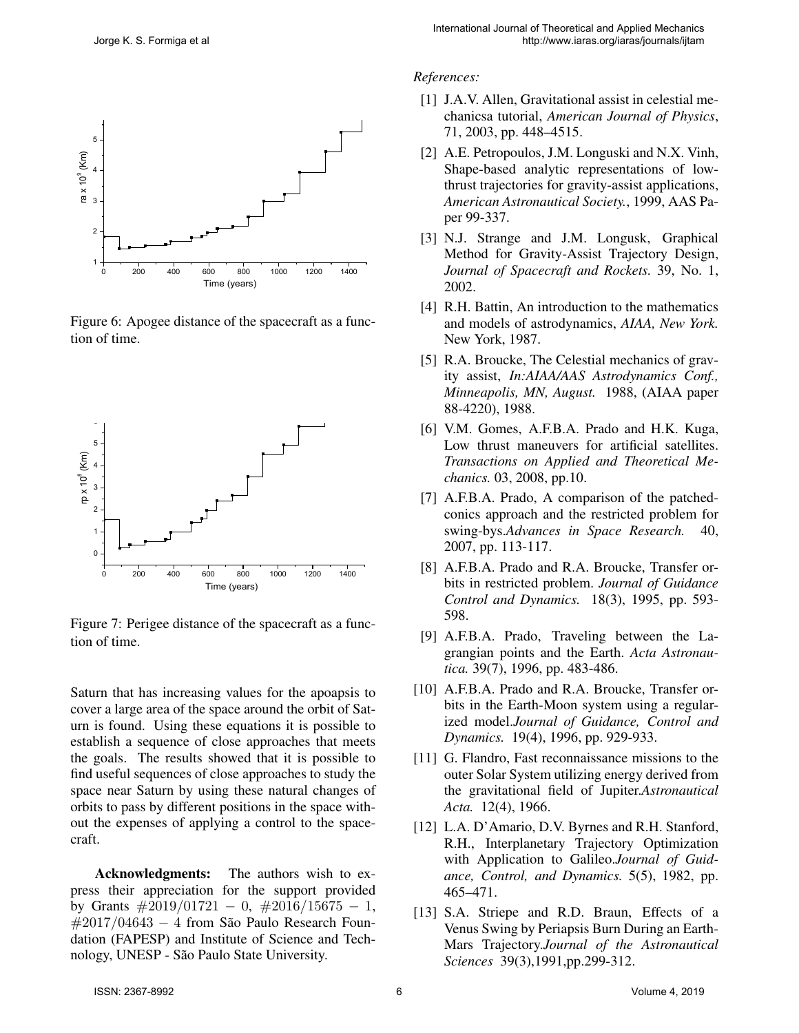Figure 6: Apogee distance of the spacecraft as a function of time.

Figure 7: Perigee distance of the spacecraft as a function of time.

Saturn that has increasing values for the apoapsis to cover a large area of the space around the orbit of Saturn is found. Using these equations it is possible to establish a sequence of close approaches that meets the goals. The results showed that it is possible to find useful sequences of close approaches to study the space near Saturn by using these natural changes of orbits to pass by different positions in the space without the expenses of applying a control to the spacecraft.

**Acknowledgments:** The authors wish to express their appreciation for the support provided by Grants $\#2019/01721-0$, $\#2016/15675-1$, $\#2017/04643-4$ from São Paulo Research Foundation (FAPESP) and Institute of Science and Technology, UNESP - São Paulo State University.

*References:*

[1] J.A.V. Allen, Gravitational assist in celestial mechanicsa tutorial, *American Journal of Physics*, 71, 2003, pp. 448–4515.

[2] A.E. Petropoulos, J.M. Longuski and N.X. Vinh, Shape-based analytic representations of low-thrust trajectories for gravity-assist applications, *American Astronautical Society.*, 1999, AAS Paper 99-337.

[3] N.J. Strange and J.M. Longusk, Graphical Method for Gravity-Assist Trajectory Design, *Journal of Spacecraft and Rockets.* 39, No. 1, 2002.

[4] R.H. Battin, An introduction to the mathematics and models of astrodynamics, *AIAA, New York.* New York, 1987.

[5] R.A. Broucke, The Celestial mechanics of gravity assist, *In:AIAA/AAS Astrodynamics Conf., Minneapolis, MN, August.* 1988, (AIAA paper 88-4220), 1988.

[6] V.M. Gomes, A.F.B.A. Prado and H.K. Kuga, Low thrust maneuvers for artificial satellites. *Transactions on Applied and Theoretical Mechanics.* 03, 2008, pp.10.

[7] A.F.B.A. Prado, A comparison of the patched-conics approach and the restricted problem for swing-bys.*Advances in Space Research.* 40, 2007, pp. 113-117.

[8] A.F.B.A. Prado and R.A. Broucke, Transfer orbits in restricted problem. *Journal of Guidance Control and Dynamics.* 18(3), 1995, pp. 593-598.

[9] A.F.B.A. Prado, Traveling between the Lagrangian points and the Earth. *Acta Astronautica.* 39(7), 1996, pp. 483-486.

[10] A.F.B.A. Prado and R.A. Broucke, Transfer orbits in the Earth-Moon system using a regularized model.*Journal of Guidance, Control and Dynamics.* 19(4), 1996, pp. 929-933.

[11] G. Flandro, Fast reconnaissance missions to the outer Solar System utilizing energy derived from the gravitational field of Jupiter.*Astronautical Acta.* 12(4), 1966.

[12] L.A. D'Amario, D.V. Byrnes and R.H. Stanford, R.H., Interplanetary Trajectory Optimization with Application to Galileo.*Journal of Guidance, Control, and Dynamics.* 5(5), 1982, pp. 465–471.

[13] S.A. Striepe and R.D. Braun, Effects of a Venus Swing by Periapsis Burn During an Earth-Mars Trajectory.*Journal of the Astronautical Sciences* 39(3),1991,pp.299-312.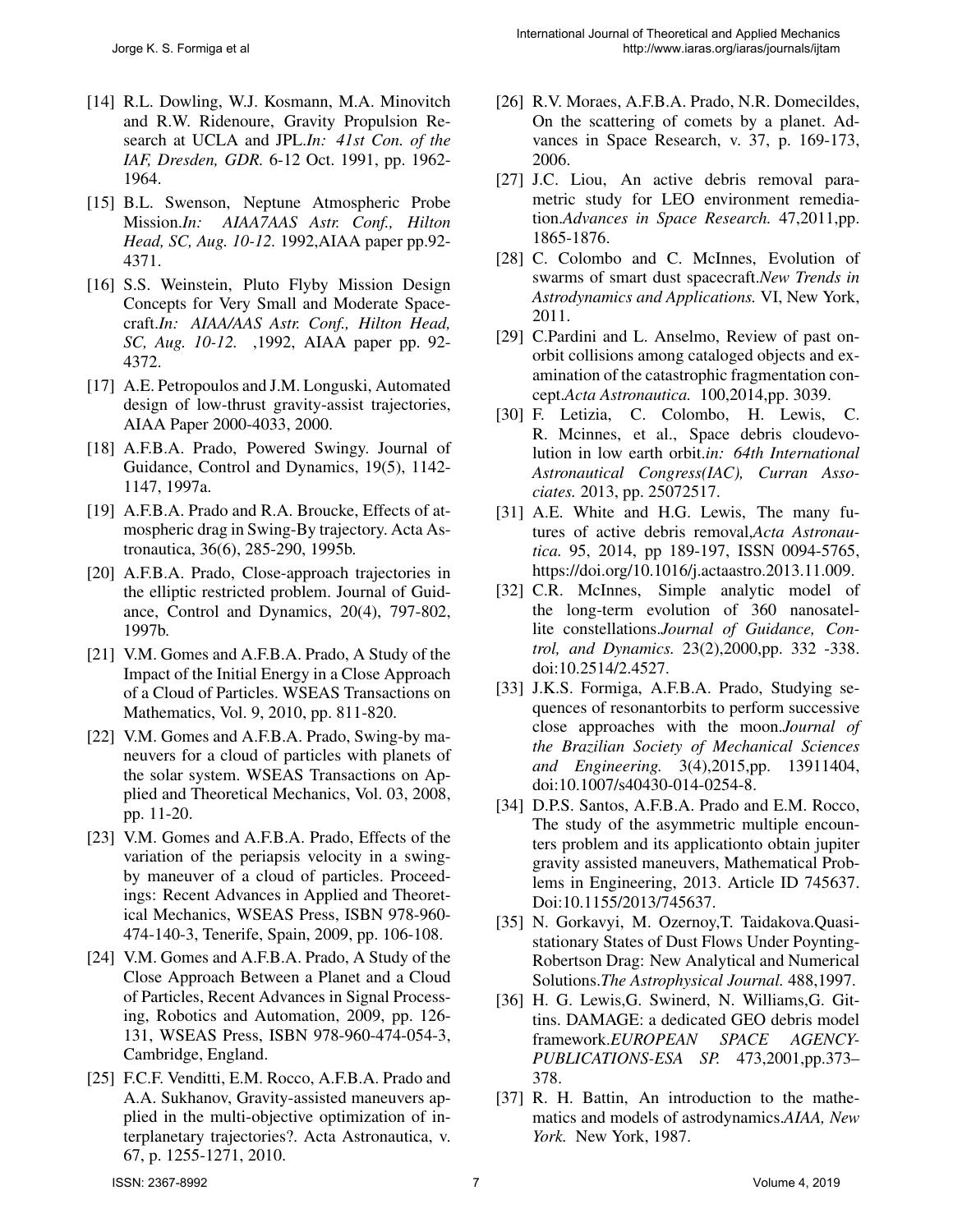[14] R.L. Dowling, W.J. Kosmann, M.A. Minovitch and R.W. Ridenoure, Gravity Propulsion Research at UCLA and JPL.*In: 41st Con. of the IAF, Dresden, GDR.* 6-12 Oct. 1991, pp. 1962-1964.

[15] B.L. Swenson, Neptune Atmospheric Probe Mission.*In: AIAA7AAS Astr. Conf., Hilton Head, SC, Aug. 10-12.* 1992,AIAA paper pp.92-4371.

[16] S.S. Weinstein, Pluto Flyby Mission Design Concepts for Very Small and Moderate Spacecraft.*In: AIAA/AAS Astr. Conf., Hilton Head, SC, Aug. 10-12.* ,1992, AIAA paper pp. 92-4372.

[17] A.E. Petropoulos and J.M. Longuski, Automated design of low-thrust gravity-assist trajectories, AIAA Paper 2000-4033, 2000.

[18] A.F.B.A. Prado, Powered Swingy. Journal of Guidance, Control and Dynamics, 19(5), 1142-1147, 1997a.

[19] A.F.B.A. Prado and R.A. Broucke, Effects of atmospheric drag in Swing-By trajectory. Acta Astronautica, 36(6), 285-290, 1995b.

[20] A.F.B.A. Prado, Close-approach trajectories in the elliptic restricted problem. Journal of Guidance, Control and Dynamics, 20(4), 797-802, 1997b.

[21] V.M. Gomes and A.F.B.A. Prado, A Study of the Impact of the Initial Energy in a Close Approach of a Cloud of Particles. WSEAS Transactions on Mathematics, Vol. 9, 2010, pp. 811-820.

[22] V.M. Gomes and A.F.B.A. Prado, Swing-by maneuvers for a cloud of particles with planets of the solar system. WSEAS Transactions on Applied and Theoretical Mechanics, Vol. 03, 2008, pp. 11-20.

[23] V.M. Gomes and A.F.B.A. Prado, Effects of the variation of the periapsis velocity in a swing-by maneuver of a cloud of particles. Proceedings: Recent Advances in Applied and Theoretical Mechanics, WSEAS Press, ISBN 978-960-474-140-3, Tenerife, Spain, 2009, pp. 106-108.

[24] V.M. Gomes and A.F.B.A. Prado, A Study of the Close Approach Between a Planet and a Cloud of Particles, Recent Advances in Signal Processing, Robotics and Automation, 2009, pp. 126-131, WSEAS Press, ISBN 978-960-474-054-3, Cambridge, England.

[25] F.C.F. Venditti, E.M. Rocco, A.F.B.A. Prado and A.A. Sukhanov, Gravity-assisted maneuvers applied in the multi-objective optimization of interplanetary trajectories?. Acta Astronautica, v. 67, p. 1255-1271, 2010.

[26] R.V. Moraes, A.F.B.A. Prado, N.R. Domecildes, On the scattering of comets by a planet. Advances in Space Research, v. 37, p. 169-173, 2006.

[27] J.C. Liou, An active debris removal parametric study for LEO environment remediation.*Advances in Space Research.* 47,2011,pp. 1865-1876.

[28] C. Colombo and C. McInnes, Evolution of swarms of smart dust spacecraft.*New Trends in Astrodynamics and Applications.* VI, New York, 2011.

[29] C.Pardini and L. Anselmo, Review of past on-orbit collisions among cataloged objects and examination of the catastrophic fragmentation concept.*Acta Astronautica.* 100,2014,pp. 3039.

[30] F. Letizia, C. Colombo, H. Lewis, C. R. Mcinnes, et al., Space debris cloudevolution in low earth orbit.*in: 64th International Astronautical Congress(IAC), Curran Associates.* 2013, pp. 25072517.

[31] A.E. White and H.G. Lewis, The many futures of active debris removal,*Acta Astronautica.* 95, 2014, pp 189-197, ISSN 0094-5765, https://doi.org/10.1016/j.actaastro.2013.11.009.

[32] C.R. McInnes, Simple analytic model of the long-term evolution of 360 nanosatellite constellations.*Journal of Guidance, Control, and Dynamics.* 23(2),2000,pp. 332 -338. doi:10.2514/2.4527.

[33] J.K.S. Formiga, A.F.B.A. Prado, Studying sequences of resonantorbits to perform successive close approaches with the moon.*Journal of the Brazilian Society of Mechanical Sciences and Engineering.* 3(4),2015,pp. 13911404, doi:10.1007/s40430-014-0254-8.

[34] D.P.S. Santos, A.F.B.A. Prado and E.M. Rocco, The study of the asymmetric multiple encounters problem and its applicationto obtain jupiter gravity assisted maneuvers, Mathematical Problems in Engineering, 2013. Article ID 745637. Doi:10.1155/2013/745637.

[35] N. Gorkavyi, M. Ozernoy,T. Taidakova.Quasi-stationary States of Dust Flows Under Poynting-Robertson Drag: New Analytical and Numerical Solutions.*The Astrophysical Journal.* 488,1997.

[36] H. G. Lewis,G. Swinerd, N. Williams,G. Gittins. DAMAGE: a dedicated GEO debris model framework.*EUROPEAN SPACE AGENCY-PUBLICATIONS-ESA SP.* 473,2001,pp.373–378.

[37] R. H. Battin, An introduction to the mathematics and models of astrodynamics.*AIAA, New York.* New York, 1987.